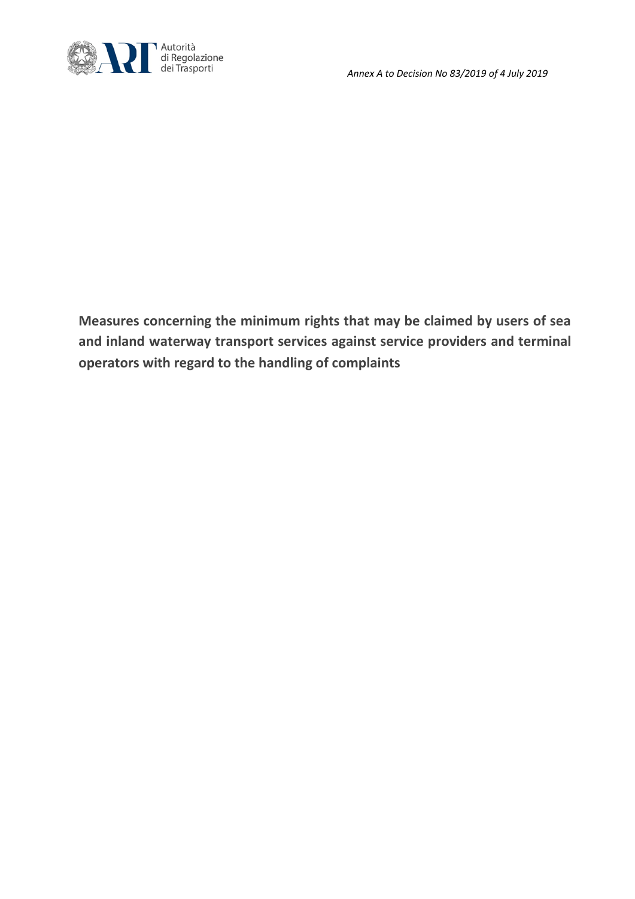*Annex A to Decision No 83/2019 of 4 July 2019*

# Measures concerning the minimum rights that may be claimed by users of sea and inland waterway transport services against service providers and terminal operators with regard to the handling of complaints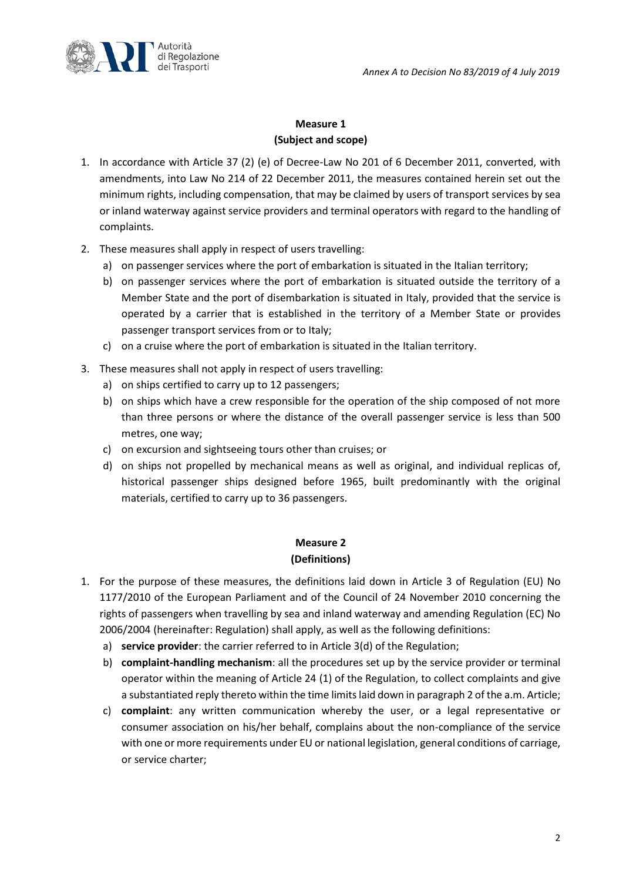## Measure 1
## (Subject and scope)

1. In accordance with Article 37 (2) (e) of Decree-Law No 201 of 6 December 2011, converted, with amendments, into Law No 214 of 22 December 2011, the measures contained herein set out the minimum rights, including compensation, that may be claimed by users of transport services by sea or inland waterway against service providers and terminal operators with regard to the handling of complaints.
2. These measures shall apply in respect of users travelling:
   a) on passenger services where the port of embarkation is situated in the Italian territory;
   b) on passenger services where the port of embarkation is situated outside the territory of a Member State and the port of disembarkation is situated in Italy, provided that the service is operated by a carrier that is established in the territory of a Member State or provides passenger transport services from or to Italy;
   c) on a cruise where the port of embarkation is situated in the Italian territory.
3. These measures shall not apply in respect of users travelling:
   a) on ships certified to carry up to 12 passengers;
   b) on ships which have a crew responsible for the operation of the ship composed of not more than three persons or where the distance of the overall passenger service is less than 500 metres, one way;
   c) on excursion and sightseeing tours other than cruises; or
   d) on ships not propelled by mechanical means as well as original, and individual replicas of, historical passenger ships designed before 1965, built predominantly with the original materials, certified to carry up to 36 passengers.

## Measure 2
## (Definitions)

1. For the purpose of these measures, the definitions laid down in Article 3 of Regulation (EU) No 1177/2010 of the European Parliament and of the Council of 24 November 2010 concerning the rights of passengers when travelling by sea and inland waterway and amending Regulation (EC) No 2006/2004 (hereinafter: Regulation) shall apply, as well as the following definitions:
   a) **service provider**: the carrier referred to in Article 3(d) of the Regulation;
   b) **complaint-handling mechanism**: all the procedures set up by the service provider or terminal operator within the meaning of Article 24 (1) of the Regulation, to collect complaints and give a substantiated reply thereto within the time limits laid down in paragraph 2 of the a.m. Article;
   c) **complaint**: any written communication whereby the user, or a legal representative or consumer association on his/her behalf, complains about the non-compliance of the service with one or more requirements under EU or national legislation, general conditions of carriage, or service charter;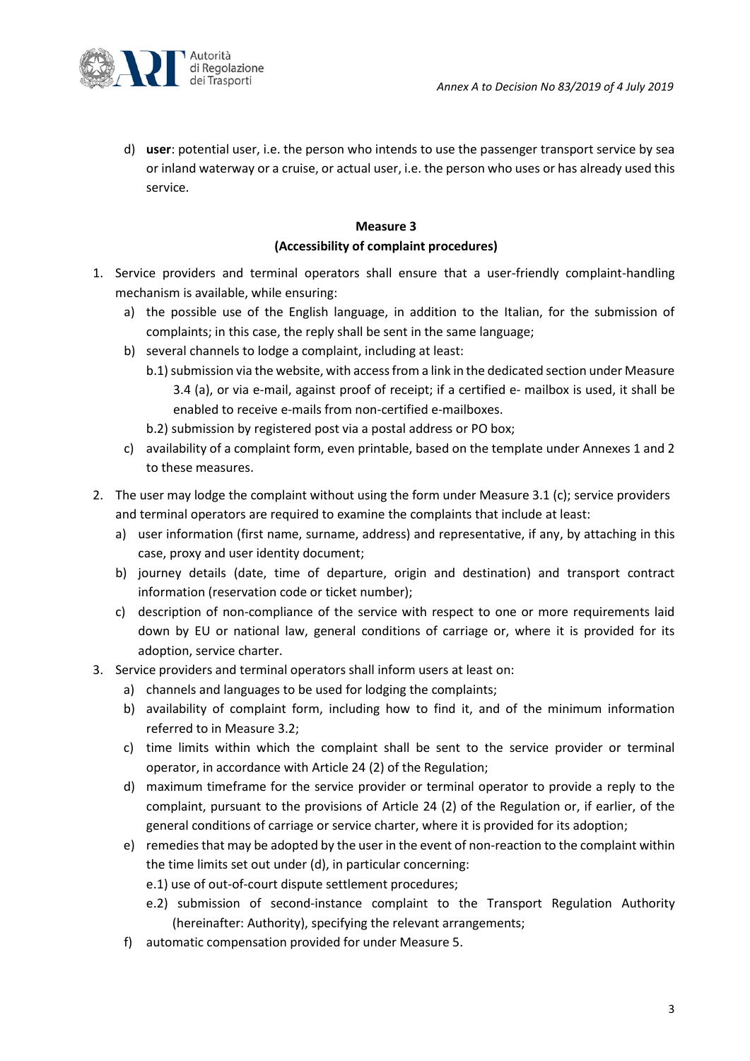d) **user**: potential user, i.e. the person who intends to use the passenger transport service by sea or inland waterway or a cruise, or actual user, i.e. the person who uses or has already used this service.

**Measure 3**

**(Accessibility of complaint procedures)**

1. Service providers and terminal operators shall ensure that a user-friendly complaint-handling mechanism is available, while ensuring:
   a) the possible use of the English language, in addition to the Italian, for the submission of complaints; in this case, the reply shall be sent in the same language;
   b) several channels to lodge a complaint, including at least:
      b.1) submission via the website, with access from a link in the dedicated section under Measure 3.4 (a), or via e-mail, against proof of receipt; if a certified e- mailbox is used, it shall be enabled to receive e-mails from non-certified e-mailboxes.
      b.2) submission by registered post via a postal address or PO box;
   c) availability of a complaint form, even printable, based on the template under Annexes 1 and 2 to these measures.
2. The user may lodge the complaint without using the form under Measure 3.1 (c); service providers and terminal operators are required to examine the complaints that include at least:
   a) user information (first name, surname, address) and representative, if any, by attaching in this case, proxy and user identity document;
   b) journey details (date, time of departure, origin and destination) and transport contract information (reservation code or ticket number);
   c) description of non-compliance of the service with respect to one or more requirements laid down by EU or national law, general conditions of carriage or, where it is provided for its adoption, service charter.
3. Service providers and terminal operators shall inform users at least on:
   a) channels and languages to be used for lodging the complaints;
   b) availability of complaint form, including how to find it, and of the minimum information referred to in Measure 3.2;
   c) time limits within which the complaint shall be sent to the service provider or terminal operator, in accordance with Article 24 (2) of the Regulation;
   d) maximum timeframe for the service provider or terminal operator to provide a reply to the complaint, pursuant to the provisions of Article 24 (2) of the Regulation or, if earlier, of the general conditions of carriage or service charter, where it is provided for its adoption;
   e) remedies that may be adopted by the user in the event of non-reaction to the complaint within the time limits set out under (d), in particular concerning:
      e.1) use of out-of-court dispute settlement procedures;
      e.2) submission of second-instance complaint to the Transport Regulation Authority (hereinafter: Authority), specifying the relevant arrangements;
   f) automatic compensation provided for under Measure 5.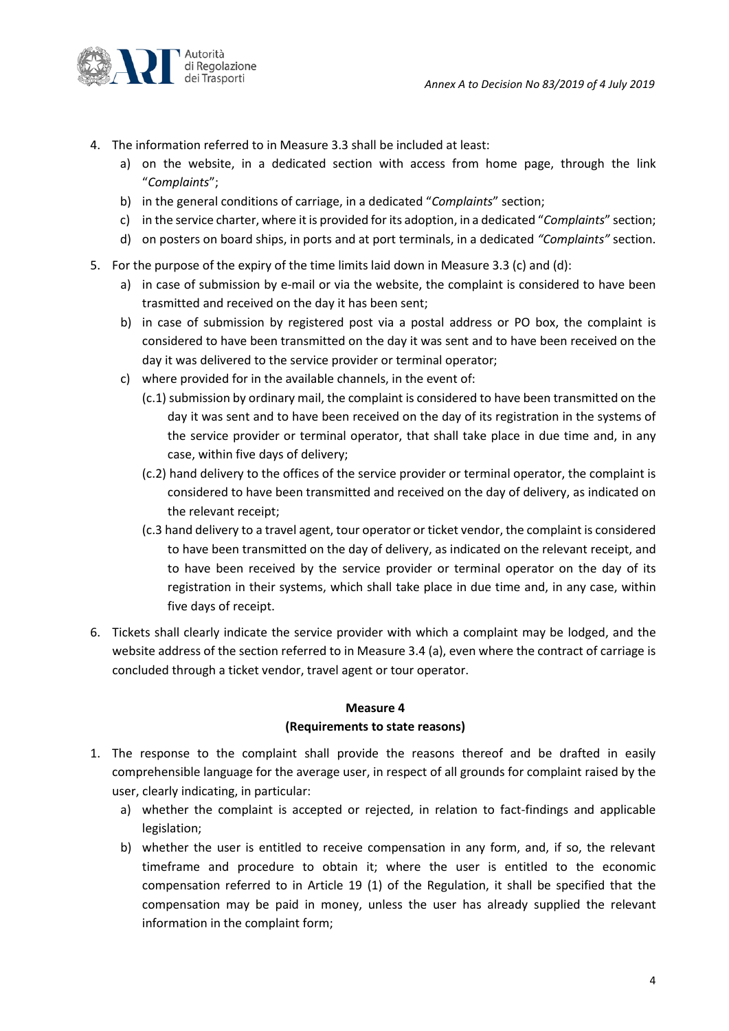4. The information referred to in Measure 3.3 shall be included at least:
   a) on the website, in a dedicated section with access from home page, through the link "*Complaints*";
   b) in the general conditions of carriage, in a dedicated "*Complaints*" section;
   c) in the service charter, where it is provided for its adoption, in a dedicated "*Complaints*" section;
   d) on posters on board ships, in ports and at port terminals, in a dedicated *"Complaints"* section.
5. For the purpose of the expiry of the time limits laid down in Measure 3.3 (c) and (d):
   a) in case of submission by e-mail or via the website, the complaint is considered to have been trasmitted and received on the day it has been sent;
   b) in case of submission by registered post via a postal address or PO box, the complaint is considered to have been transmitted on the day it was sent and to have been received on the day it was delivered to the service provider or terminal operator;
   c) where provided for in the available channels, in the event of:
      (c.1) submission by ordinary mail, the complaint is considered to have been transmitted on the day it was sent and to have been received on the day of its registration in the systems of the service provider or terminal operator, that shall take place in due time and, in any case, within five days of delivery;
      (c.2) hand delivery to the offices of the service provider or terminal operator, the complaint is considered to have been transmitted and received on the day of delivery, as indicated on the relevant receipt;
      (c.3 hand delivery to a travel agent, tour operator or ticket vendor, the complaint is considered to have been transmitted on the day of delivery, as indicated on the relevant receipt, and to have been received by the service provider or terminal operator on the day of its registration in their systems, which shall take place in due time and, in any case, within five days of receipt.
6. Tickets shall clearly indicate the service provider with which a complaint may be lodged, and the website address of the section referred to in Measure 3.4 (a), even where the contract of carriage is concluded through a ticket vendor, travel agent or tour operator.

**Measure 4**
**(Requirements to state reasons)**

1. The response to the complaint shall provide the reasons thereof and be drafted in easily comprehensible language for the average user, in respect of all grounds for complaint raised by the user, clearly indicating, in particular:
   a) whether the complaint is accepted or rejected, in relation to fact-findings and applicable legislation;
   b) whether the user is entitled to receive compensation in any form, and, if so, the relevant timeframe and procedure to obtain it; where the user is entitled to the economic compensation referred to in Article 19 (1) of the Regulation, it shall be specified that the compensation may be paid in money, unless the user has already supplied the relevant information in the complaint form;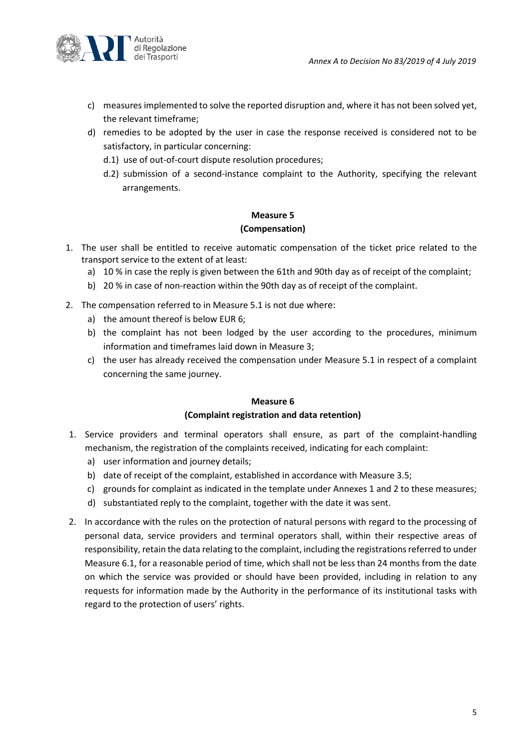c) measures implemented to solve the reported disruption and, where it has not been solved yet, the relevant timeframe;

d) remedies to be adopted by the user in case the response received is considered not to be satisfactory, in particular concerning:

  d.1) use of out-of-court dispute resolution procedures;

  d.2) submission of a second-instance complaint to the Authority, specifying the relevant arrangements.

**Measure 5**

**(Compensation)**

1. The user shall be entitled to receive automatic compensation of the ticket price related to the transport service to the extent of at least:
   a) 10 % in case the reply is given between the 61th and 90th day as of receipt of the complaint;
   b) 20 % in case of non-reaction within the 90th day as of receipt of the complaint.

2. The compensation referred to in Measure 5.1 is not due where:
   a) the amount thereof is below EUR 6;
   b) the complaint has not been lodged by the user according to the procedures, minimum information and timeframes laid down in Measure 3;
   c) the user has already received the compensation under Measure 5.1 in respect of a complaint concerning the same journey.

**Measure 6**

**(Complaint registration and data retention)**

1. Service providers and terminal operators shall ensure, as part of the complaint-handling mechanism, the registration of the complaints received, indicating for each complaint:
   a) user information and journey details;
   b) date of receipt of the complaint, established in accordance with Measure 3.5;
   c) grounds for complaint as indicated in the template under Annexes 1 and 2 to these measures;
   d) substantiated reply to the complaint, together with the date it was sent.

2. In accordance with the rules on the protection of natural persons with regard to the processing of personal data, service providers and terminal operators shall, within their respective areas of responsibility, retain the data relating to the complaint, including the registrations referred to under Measure 6.1, for a reasonable period of time, which shall not be less than 24 months from the date on which the service was provided or should have been provided, including in relation to any requests for information made by the Authority in the performance of its institutional tasks with regard to the protection of users' rights.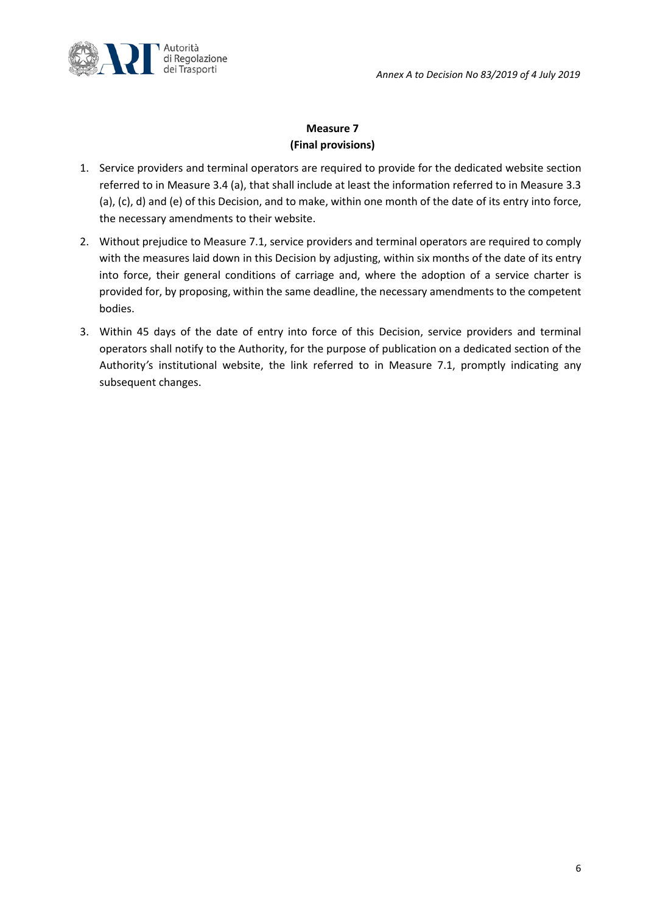**Measure 7**
**(Final provisions)**

1. Service providers and terminal operators are required to provide for the dedicated website section referred to in Measure 3.4 (a), that shall include at least the information referred to in Measure 3.3 (a), (c), d) and (e) of this Decision, and to make, within one month of the date of its entry into force, the necessary amendments to their website.
2. Without prejudice to Measure 7.1, service providers and terminal operators are required to comply with the measures laid down in this Decision by adjusting, within six months of the date of its entry into force, their general conditions of carriage and, where the adoption of a service charter is provided for, by proposing, within the same deadline, the necessary amendments to the competent bodies.
3. Within 45 days of the date of entry into force of this Decision, service providers and terminal operators shall notify to the Authority, for the purpose of publication on a dedicated section of the Authority's institutional website, the link referred to in Measure 7.1, promptly indicating any subsequent changes.